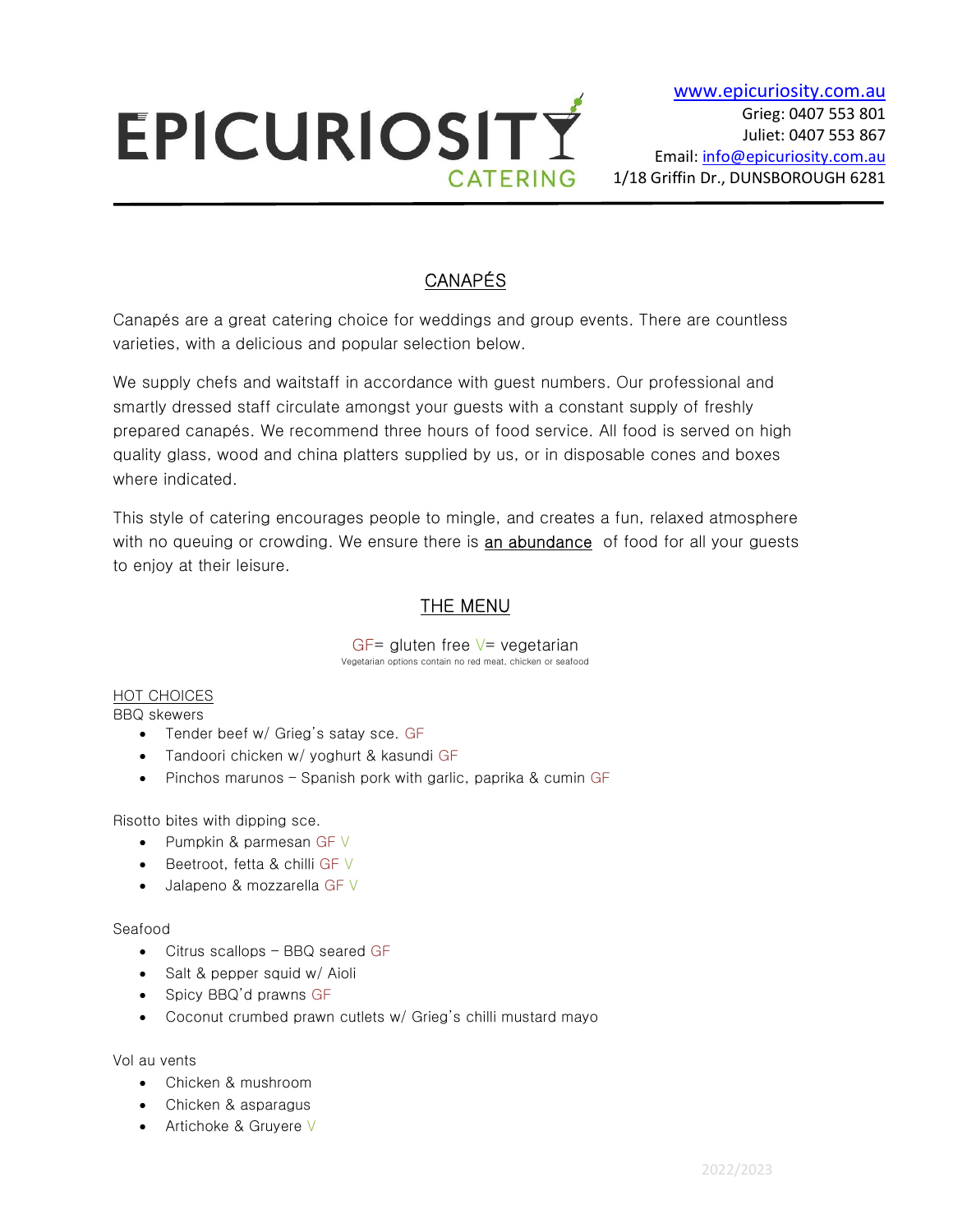# EPICURIOSITY CATERING

www.epicuriosity.com.au
Grieg: 0407 553 801
Juliet: 0407 553 867
Email: info@epicuriosity.com.au
1/18 Griffin Dr., DUNSBOROUGH 6281

## CANAPÉS

Canapés are a great catering choice for weddings and group events. There are countless varieties, with a delicious and popular selection below.

We supply chefs and waitstaff in accordance with guest numbers. Our professional and smartly dressed staff circulate amongst your guests with a constant supply of freshly prepared canapés. We recommend three hours of food service. All food is served on high quality glass, wood and china platters supplied by us, or in disposable cones and boxes where indicated.

This style of catering encourages people to mingle, and creates a fun, relaxed atmosphere with no queuing or crowding. We ensure there is an abundance of food for all your guests to enjoy at their leisure.

## THE MENU

GF= gluten free V= vegetarian
Vegetarian options contain no red meat, chicken or seafood

### HOT CHOICES

BBQ skewers

- Tender beef w/ Grieg's satay sce. GF
- Tandoori chicken w/ yoghurt & kasundi GF
- Pinchos marunos – Spanish pork with garlic, paprika & cumin GF

Risotto bites with dipping sce.

- Pumpkin & parmesan GF V
- Beetroot, fetta & chilli GF V
- Jalapeno & mozzarella GF V

Seafood

- Citrus scallops – BBQ seared GF
- Salt & pepper squid w/ Aioli
- Spicy BBQ'd prawns GF
- Coconut crumbed prawn cutlets w/ Grieg's chilli mustard mayo

Vol au vents

- Chicken & mushroom
- Chicken & asparagus
- Artichoke & Gruyere V

2022/2023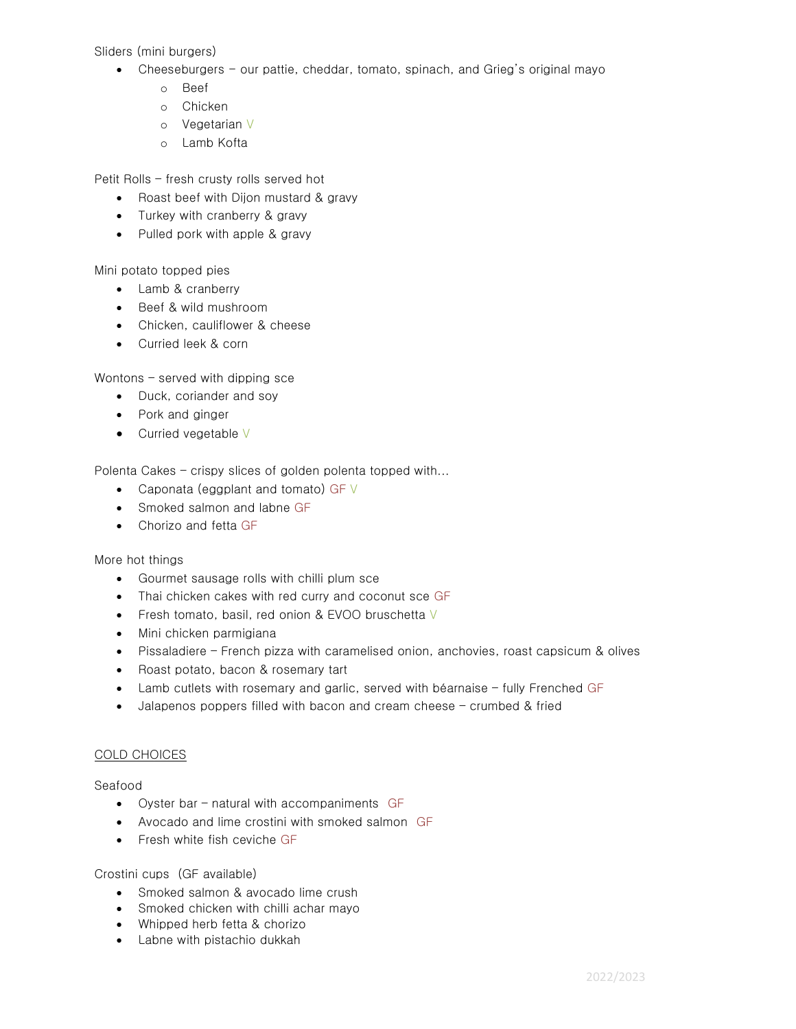Sliders (mini burgers)

- Cheeseburgers – our pattie, cheddar, tomato, spinach, and Grieg's original mayo
  - Beef
  - Chicken
  - Vegetarian V
  - Lamb Kofta

Petit Rolls – fresh crusty rolls served hot

- Roast beef with Dijon mustard & gravy
- Turkey with cranberry & gravy
- Pulled pork with apple & gravy

Mini potato topped pies

- Lamb & cranberry
- Beef & wild mushroom
- Chicken, cauliflower & cheese
- Curried leek & corn

Wontons – served with dipping sce

- Duck, coriander and soy
- Pork and ginger
- Curried vegetable V

Polenta Cakes – crispy slices of golden polenta topped with…

- Caponata (eggplant and tomato) GF V
- Smoked salmon and labne GF
- Chorizo and fetta GF

More hot things

- Gourmet sausage rolls with chilli plum sce
- Thai chicken cakes with red curry and coconut sce GF
- Fresh tomato, basil, red onion & EVOO bruschetta V
- Mini chicken parmigiana
- Pissaladiere – French pizza with caramelised onion, anchovies, roast capsicum & olives
- Roast potato, bacon & rosemary tart
- Lamb cutlets with rosemary and garlic, served with béarnaise – fully Frenched GF
- Jalapenos poppers filled with bacon and cream cheese – crumbed & fried

## COLD CHOICES

Seafood

- Oyster bar – natural with accompaniments GF
- Avocado and lime crostini with smoked salmon GF
- Fresh white fish ceviche GF

Crostini cups (GF available)

- Smoked salmon & avocado lime crush
- Smoked chicken with chilli achar mayo
- Whipped herb fetta & chorizo
- Labne with pistachio dukkah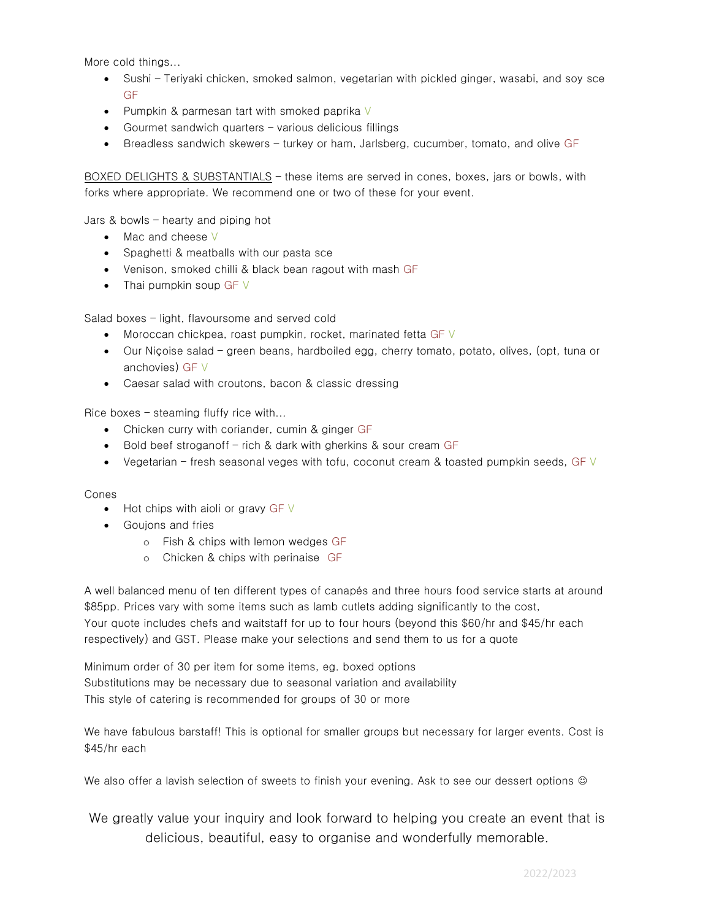More cold things…

- Sushi – Teriyaki chicken, smoked salmon, vegetarian with pickled ginger, wasabi, and soy sce GF
- Pumpkin & parmesan tart with smoked paprika V
- Gourmet sandwich quarters – various delicious fillings
- Breadless sandwich skewers – turkey or ham, Jarlsberg, cucumber, tomato, and olive GF

<u>BOXED DELIGHTS & SUBSTANTIALS</u> – these items are served in cones, boxes, jars or bowls, with forks where appropriate. We recommend one or two of these for your event.

Jars & bowls – hearty and piping hot

- Mac and cheese V
- Spaghetti & meatballs with our pasta sce
- Venison, smoked chilli & black bean ragout with mash GF
- Thai pumpkin soup GF V

Salad boxes – light, flavoursome and served cold

- Moroccan chickpea, roast pumpkin, rocket, marinated fetta GF V
- Our Niçoise salad – green beans, hardboiled egg, cherry tomato, potato, olives, (opt, tuna or anchovies) GF V
- Caesar salad with croutons, bacon & classic dressing

Rice boxes – steaming fluffy rice with…

- Chicken curry with coriander, cumin & ginger GF
- Bold beef stroganoff – rich & dark with gherkins & sour cream GF
- Vegetarian – fresh seasonal veges with tofu, coconut cream & toasted pumpkin seeds, GF V

Cones

- Hot chips with aioli or gravy GF V
- Goujons and fries
  - Fish & chips with lemon wedges GF
  - Chicken & chips with perinaise GF

A well balanced menu of ten different types of canapés and three hours food service starts at around $85pp. Prices vary with some items such as lamb cutlets adding significantly to the cost,
Your quote includes chefs and waitstaff for up to four hours (beyond this $60/hr and $45/hr each respectively) and GST. Please make your selections and send them to us for a quote

Minimum order of 30 per item for some items, eg. boxed options
Substitutions may be necessary due to seasonal variation and availability
This style of catering is recommended for groups of 30 or more

We have fabulous barstaff! This is optional for smaller groups but necessary for larger events. Cost is $45/hr each

We also offer a lavish selection of sweets to finish your evening. Ask to see our dessert options ☺

We greatly value your inquiry and look forward to helping you create an event that is delicious, beautiful, easy to organise and wonderfully memorable.